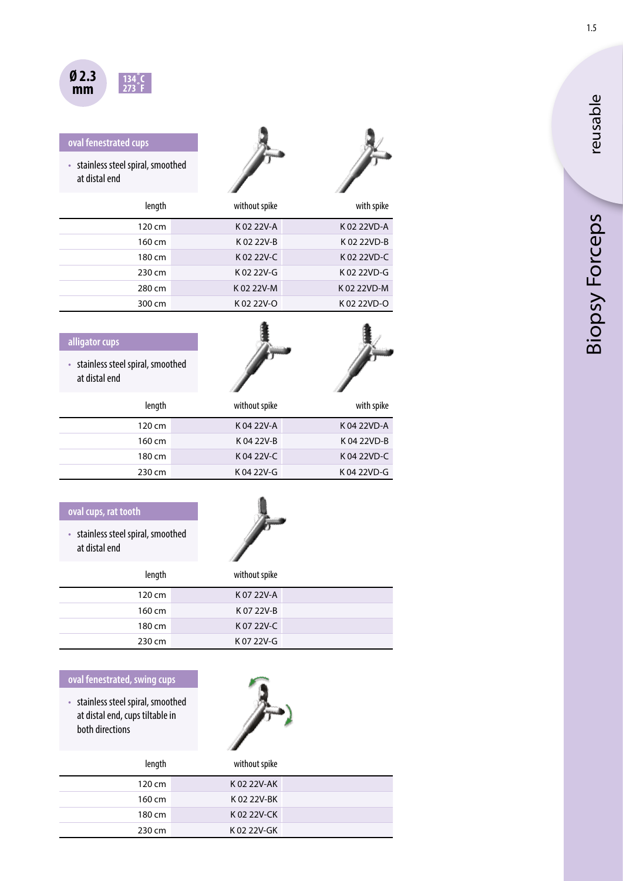Ø 2.3 mm

134 °C
273 °F

## Biopsy Forceps

reusable

### oval fenestrated cups

- stainless steel spiral, smoothed at distal end

| length | without spike | with spike |
| --- | --- | --- |
| 120 cm | K 02 22V-A | K 02 22VD-A |
| 160 cm | K 02 22V-B | K 02 22VD-B |
| 180 cm | K 02 22V-C | K 02 22VD-C |
| 230 cm | K 02 22V-G | K 02 22VD-G |
| 280 cm | K 02 22V-M | K 02 22VD-M |
| 300 cm | K 02 22V-O | K 02 22VD-O |

### alligator cups

- stainless steel spiral, smoothed at distal end

| length | without spike | with spike |
| --- | --- | --- |
| 120 cm | K 04 22V-A | K 04 22VD-A |
| 160 cm | K 04 22V-B | K 04 22VD-B |
| 180 cm | K 04 22V-C | K 04 22VD-C |
| 230 cm | K 04 22V-G | K 04 22VD-G |

### oval cups, rat tooth

- stainless steel spiral, smoothed at distal end

| length | without spike |
| --- | --- |
| 120 cm | K 07 22V-A |
| 160 cm | K 07 22V-B |
| 180 cm | K 07 22V-C |
| 230 cm | K 07 22V-G |

### oval fenestrated, swing cups

- stainless steel spiral, smoothed at distal end, cups tiltable in both directions

| length | without spike |
| --- | --- |
| 120 cm | K 02 22V-AK |
| 160 cm | K 02 22V-BK |
| 180 cm | K 02 22V-CK |
| 230 cm | K 02 22V-GK |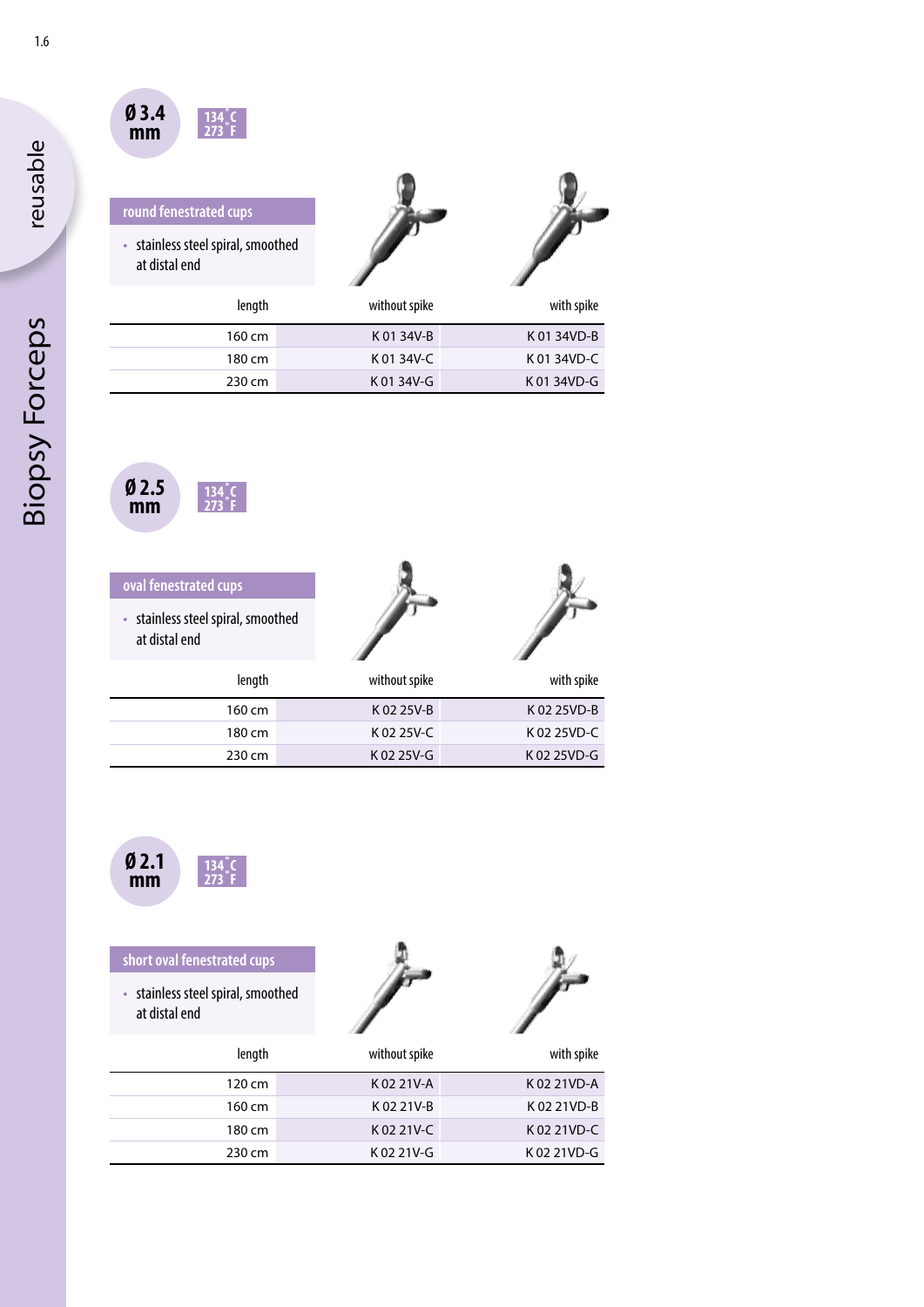# Biopsy Forceps

reusable

## Ø 3.4 mm

134 °C / 273 °F

### round fenestrated cups

- stainless steel spiral, smoothed at distal end

| length | without spike | with spike |
|---|---|---|
| 160 cm | K 01 34V-B | K 01 34VD-B |
| 180 cm | K 01 34V-C | K 01 34VD-C |
| 230 cm | K 01 34V-G | K 01 34VD-G |

## Ø 2.5 mm

134 °C / 273 °F

### oval fenestrated cups

- stainless steel spiral, smoothed at distal end

| length | without spike | with spike |
|---|---|---|
| 160 cm | K 02 25V-B | K 02 25VD-B |
| 180 cm | K 02 25V-C | K 02 25VD-C |
| 230 cm | K 02 25V-G | K 02 25VD-G |

## Ø 2.1 mm

134 °C / 273 °F

### short oval fenestrated cups

- stainless steel spiral, smoothed at distal end

| length | without spike | with spike |
|---|---|---|
| 120 cm | K 02 21V-A | K 02 21VD-A |
| 160 cm | K 02 21V-B | K 02 21VD-B |
| 180 cm | K 02 21V-C | K 02 21VD-C |
| 230 cm | K 02 21V-G | K 02 21VD-G |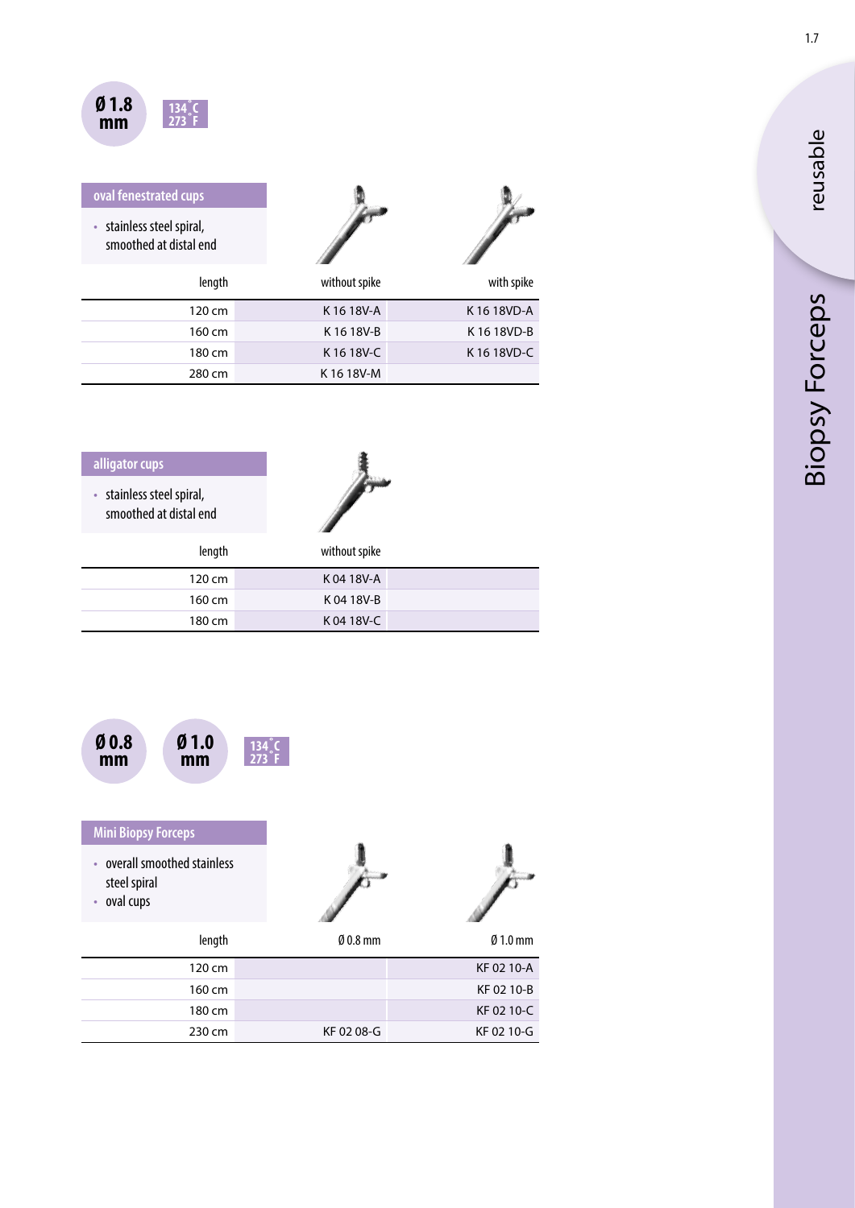Ø 1.8 mm

134 °C
273 °F

## oval fenestrated cups

- stainless steel spiral, smoothed at distal end

| length | without spike | with spike |
|---|---|---|
| 120 cm | K 16 18V-A | K 16 18VD-A |
| 160 cm | K 16 18V-B | K 16 18VD-B |
| 180 cm | K 16 18V-C | K 16 18VD-C |
| 280 cm | K 16 18V-M | |

## alligator cups

- stainless steel spiral, smoothed at distal end

| length | without spike | |
|---|---|---|
| 120 cm | K 04 18V-A | |
| 160 cm | K 04 18V-B | |
| 180 cm | K 04 18V-C | |

Ø 0.8 mm

Ø 1.0 mm

134 °C
273 °F

## Mini Biopsy Forceps

- overall smoothed stainless steel spiral
- oval cups

| length | Ø 0.8 mm | Ø 1.0 mm |
|---|---|---|
| 120 cm | | KF 02 10-A |
| 160 cm | | KF 02 10-B |
| 180 cm | | KF 02 10-C |
| 230 cm | KF 02 08-G | KF 02 10-G |